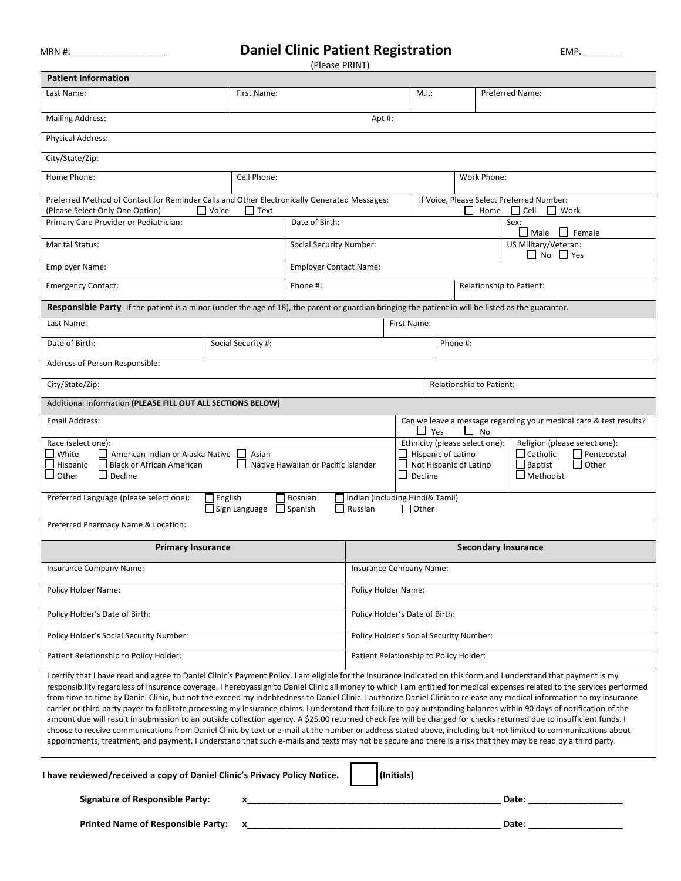MRN #:__________________ **Daniel Clinic Patient Registration** EMP. ________

(Please PRINT)

## Patient Information

| Last Name: | First Name: | M.I.: | Preferred Name: |
|---|---|---|---|

Mailing Address: Apt #:

Physical Address:

City/State/Zip:

| Home Phone: | Cell Phone: | Work Phone: |
|---|---|---|

Preferred Method of Contact for Reminder Calls and Other Electronically Generated Messages: (Please Select Only One Option) ☐ Voice ☐ Text

If Voice, Please Select Preferred Number: ☐ Home ☐ Cell ☐ Work

| Primary Care Provider or Pediatrician: | Date of Birth: | Sex: ☐ Male ☐ Female |
|---|---|---|
| Marital Status: | Social Security Number: | US Military/Veteran: ☐ No ☐ Yes |
| Employer Name: | Employer Contact Name: | |
| Emergency Contact: | Phone #: | Relationship to Patient: |

## Responsible Party

- If the patient is a minor (under the age of 18), the parent or guardian bringing the patient in will be listed as the guarantor.

| Last Name: | First Name: |
|---|---|

| Date of Birth: | Social Security #: | Phone #: |
|---|---|---|

Address of Person Responsible:

| City/State/Zip: | Relationship to Patient: |
|---|---|

## Additional Information **(PLEASE FILL OUT ALL SECTIONS BELOW)**

Email Address:

Can we leave a message regarding your medical care & test results? ☐ Yes ☐ No

Race (select one): ☐ White ☐ American Indian or Alaska Native ☐ Asian ☐ Hispanic ☐ Black or African American ☐ Native Hawaiian or Pacific Islander ☐ Other ☐ Decline

Ethnicity (please select one): ☐ Hispanic of Latino ☐ Not Hispanic of Latino ☐ Decline

Religion (please select one): ☐ Catholic ☐ Pentecostal ☐ Baptist ☐ Other ☐ Methodist

Preferred Language (please select one): ☐ English ☐ Bosnian ☐ Indian (including Hindi& Tamil) ☐ Sign Language ☐ Spanish ☐ Russian ☐ Other

Preferred Pharmacy Name & Location:

| Primary Insurance | Secondary Insurance |
|---|---|
| Insurance Company Name: | Insurance Company Name: |
| Policy Holder Name: | Policy Holder Name: |
| Policy Holder's Date of Birth: | Policy Holder's Date of Birth: |
| Policy Holder's Social Security Number: | Policy Holder's Social Security Number: |
| Patient Relationship to Policy Holder: | Patient Relationship to Policy Holder: |

I certify that I have read and agree to Daniel Clinic's Payment Policy. I am eligible for the insurance indicated on this form and I understand that payment is my responsibility regardless of insurance coverage. I herebyassign to Daniel Clinic all money to which I am entitled for medical expenses related to the services performed from time to time by Daniel Clinic, but not the exceed my indebtedness to Daniel Clinic. I authorize Daniel Clinic to release any medical information to my insurance carrier or third party payer to facilitate processing my insurance claims. I understand that failure to pay outstanding balances within 90 days of notification of the amount due will result in submission to an outside collection agency. A $25.00 returned check fee will be charged for checks returned due to insufficient funds. I choose to receive communications from Daniel Clinic by text or e-mail at the number or address stated above, including but not limited to communications about appointments, treatment, and payment. I understand that such e-mails and texts may not be secure and there is a risk that they may be read by a third party.

**I have reviewed/received a copy of Daniel Clinic's Privacy Policy Notice.** ☐ **(Initials)**

**Signature of Responsible Party:** **x**_____________________________________________________ **Date:** ___________________

**Printed Name of Responsible Party:** **x**_____________________________________________________ **Date:** ___________________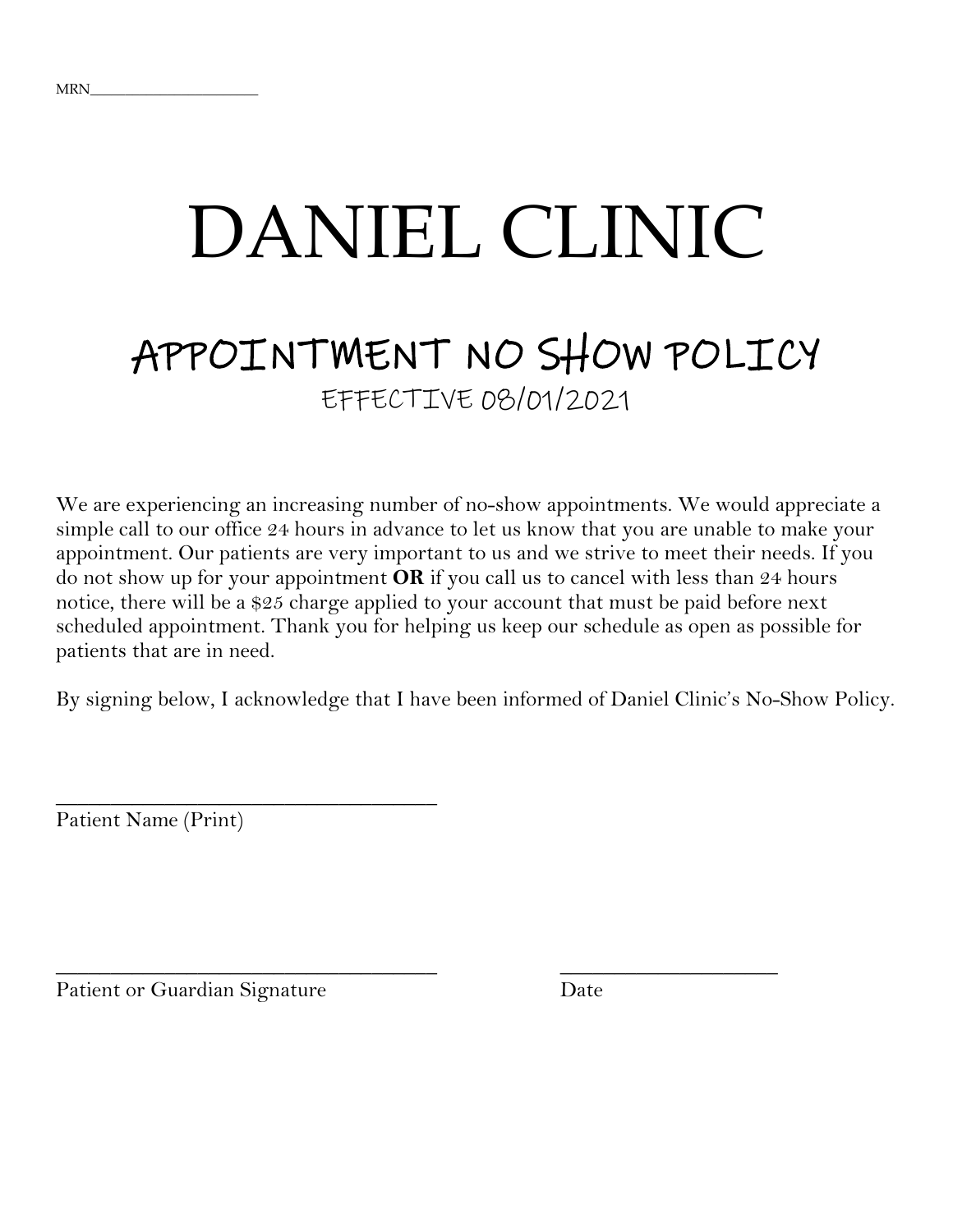MRN____________________

# DANIEL CLINIC

## APPOINTMENT NO SHOW POLICY

EFFECTIVE 08/01/2021

We are experiencing an increasing number of no-show appointments. We would appreciate a simple call to our office 24 hours in advance to let us know that you are unable to make your appointment. Our patients are very important to us and we strive to meet their needs. If you do not show up for your appointment **OR** if you call us to cancel with less than 24 hours notice, there will be a $25 charge applied to your account that must be paid before next scheduled appointment. Thank you for helping us keep our schedule as open as possible for patients that are in need.

By signing below, I acknowledge that I have been informed of Daniel Clinic's No-Show Policy.

________________________________
Patient Name (Print)

________________________________ ____________________
Patient or Guardian Signature Date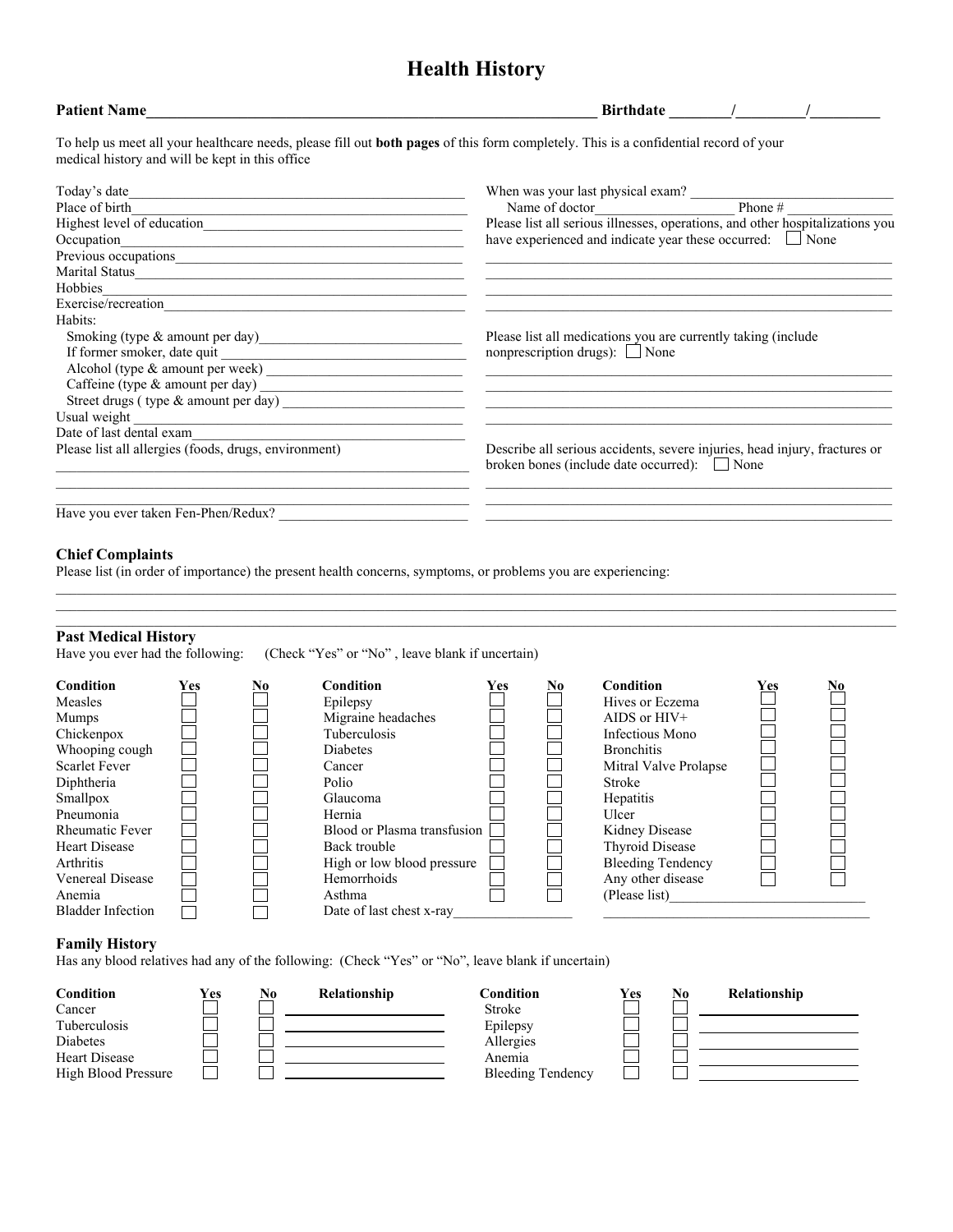# Health History

**Patient Name**\_\_\_\_\_\_\_\_\_\_\_\_\_\_\_\_\_\_\_\_\_\_\_\_\_\_\_\_\_\_\_\_\_\_\_\_\_\_\_\_\_\_\_\_\_\_\_\_\_\_\_\_\_\_\_\_ **Birthdate** \_\_\_\_\_\_\_\_/\_\_\_\_\_\_\_\_\_/\_\_\_\_\_\_\_\_\_

To help us meet all your healthcare needs, please fill out **both pages** of this form completely. This is a confidential record of your medical history and will be kept in this office

Today's date\_\_\_\_\_\_\_\_\_\_\_\_\_\_\_\_\_\_\_\_\_\_\_\_\_\_\_\_\_\_\_\_\_\_\_\_\_\_\_\_

Place of birth\_\_\_\_\_\_\_\_\_\_\_\_\_\_\_\_\_\_\_\_\_\_\_\_\_\_\_\_\_\_\_\_\_\_\_\_\_\_\_

Highest level of education\_\_\_\_\_\_\_\_\_\_\_\_\_\_\_\_\_\_\_\_\_\_\_\_\_\_\_\_\_\_

Occupation\_\_\_\_\_\_\_\_\_\_\_\_\_\_\_\_\_\_\_\_\_\_\_\_\_\_\_\_\_\_\_\_\_\_\_\_\_\_\_\_\_

Previous occupations\_\_\_\_\_\_\_\_\_\_\_\_\_\_\_\_\_\_\_\_\_\_\_\_\_\_\_\_\_\_\_\_\_

Marital Status\_\_\_\_\_\_\_\_\_\_\_\_\_\_\_\_\_\_\_\_\_\_\_\_\_\_\_\_\_\_\_\_\_\_\_\_\_\_\_

Hobbies\_\_\_\_\_\_\_\_\_\_\_\_\_\_\_\_\_\_\_\_\_\_\_\_\_\_\_\_\_\_\_\_\_\_\_\_\_\_\_\_\_\_\_\_

Exercise/recreation\_\_\_\_\_\_\_\_\_\_\_\_\_\_\_\_\_\_\_\_\_\_\_\_\_\_\_\_\_\_\_\_\_\_

Habits:

- Smoking (type & amount per day)\_\_\_\_\_\_\_\_\_\_\_\_\_\_\_\_\_\_\_\_\_\_\_\_\_
- If former smoker, date quit \_\_\_\_\_\_\_\_\_\_\_\_\_\_\_\_\_\_\_\_\_\_\_\_\_\_\_\_\_
- Alcohol (type & amount per week) \_\_\_\_\_\_\_\_\_\_\_\_\_\_\_\_\_\_\_\_\_\_\_\_
- Caffeine (type & amount per day) \_\_\_\_\_\_\_\_\_\_\_\_\_\_\_\_\_\_\_\_\_\_\_\_
- Street drugs ( type & amount per day) \_\_\_\_\_\_\_\_\_\_\_\_\_\_\_\_\_\_\_\_\_

Usual weight \_\_\_\_\_\_\_\_\_\_\_\_\_\_\_\_\_\_\_\_\_\_\_\_\_\_\_\_\_\_\_\_\_\_\_\_\_\_\_\_

Date of last dental exam\_\_\_\_\_\_\_\_\_\_\_\_\_\_\_\_\_\_\_\_\_\_\_\_\_\_\_\_\_\_\_\_

Please list all allergies (foods, drugs, environment)

\_\_\_\_\_\_\_\_\_\_\_\_\_\_\_\_\_\_\_\_\_\_\_\_\_\_\_\_\_\_\_\_\_\_\_\_\_\_\_\_\_\_\_\_\_\_\_\_\_\_\_\_\_\_\_\_\_\_

\_\_\_\_\_\_\_\_\_\_\_\_\_\_\_\_\_\_\_\_\_\_\_\_\_\_\_\_\_\_\_\_\_\_\_\_\_\_\_\_\_\_\_\_\_\_\_\_\_\_\_\_\_\_\_\_\_\_

Have you ever taken Fen-Phen/Redux? \_\_\_\_\_\_\_\_\_\_\_\_\_\_\_\_\_\_\_\_\_\_\_\_\_

When was your last physical exam? \_\_\_\_\_\_\_\_\_\_\_\_\_\_\_\_\_\_\_\_\_\_\_\_\_\_

Name of doctor\_\_\_\_\_\_\_\_\_\_\_\_\_\_\_\_\_\_\_ Phone # \_\_\_\_\_\_\_\_\_\_\_\_\_\_\_

Please list all serious illnesses, operations, and other hospitalizations you have experienced and indicate year these occurred: ☐ None

\_\_\_\_\_\_\_\_\_\_\_\_\_\_\_\_\_\_\_\_\_\_\_\_\_\_\_\_\_\_\_\_\_\_\_\_\_\_\_\_\_\_\_\_\_\_\_\_\_\_\_\_\_\_\_\_\_\_

\_\_\_\_\_\_\_\_\_\_\_\_\_\_\_\_\_\_\_\_\_\_\_\_\_\_\_\_\_\_\_\_\_\_\_\_\_\_\_\_\_\_\_\_\_\_\_\_\_\_\_\_\_\_\_\_\_\_

\_\_\_\_\_\_\_\_\_\_\_\_\_\_\_\_\_\_\_\_\_\_\_\_\_\_\_\_\_\_\_\_\_\_\_\_\_\_\_\_\_\_\_\_\_\_\_\_\_\_\_\_\_\_\_\_\_\_

\_\_\_\_\_\_\_\_\_\_\_\_\_\_\_\_\_\_\_\_\_\_\_\_\_\_\_\_\_\_\_\_\_\_\_\_\_\_\_\_\_\_\_\_\_\_\_\_\_\_\_\_\_\_\_\_\_\_

Please list all medications you are currently taking (include nonprescription drugs): ☐ None

\_\_\_\_\_\_\_\_\_\_\_\_\_\_\_\_\_\_\_\_\_\_\_\_\_\_\_\_\_\_\_\_\_\_\_\_\_\_\_\_\_\_\_\_\_\_\_\_\_\_\_\_\_\_\_\_\_\_

\_\_\_\_\_\_\_\_\_\_\_\_\_\_\_\_\_\_\_\_\_\_\_\_\_\_\_\_\_\_\_\_\_\_\_\_\_\_\_\_\_\_\_\_\_\_\_\_\_\_\_\_\_\_\_\_\_\_

\_\_\_\_\_\_\_\_\_\_\_\_\_\_\_\_\_\_\_\_\_\_\_\_\_\_\_\_\_\_\_\_\_\_\_\_\_\_\_\_\_\_\_\_\_\_\_\_\_\_\_\_\_\_\_\_\_\_

\_\_\_\_\_\_\_\_\_\_\_\_\_\_\_\_\_\_\_\_\_\_\_\_\_\_\_\_\_\_\_\_\_\_\_\_\_\_\_\_\_\_\_\_\_\_\_\_\_\_\_\_\_\_\_\_\_\_

Describe all serious accidents, severe injuries, head injury, fractures or broken bones (include date occurred): ☐ None

\_\_\_\_\_\_\_\_\_\_\_\_\_\_\_\_\_\_\_\_\_\_\_\_\_\_\_\_\_\_\_\_\_\_\_\_\_\_\_\_\_\_\_\_\_\_\_\_\_\_\_\_\_\_\_\_\_\_

\_\_\_\_\_\_\_\_\_\_\_\_\_\_\_\_\_\_\_\_\_\_\_\_\_\_\_\_\_\_\_\_\_\_\_\_\_\_\_\_\_\_\_\_\_\_\_\_\_\_\_\_\_\_\_\_\_\_

\_\_\_\_\_\_\_\_\_\_\_\_\_\_\_\_\_\_\_\_\_\_\_\_\_\_\_\_\_\_\_\_\_\_\_\_\_\_\_\_\_\_\_\_\_\_\_\_\_\_\_\_\_\_\_\_\_\_

### Chief Complaints

Please list (in order of importance) the present health concerns, symptoms, or problems you are experiencing:

\_\_\_\_\_\_\_\_\_\_\_\_\_\_\_\_\_\_\_\_\_\_\_\_\_\_\_\_\_\_\_\_\_\_\_\_\_\_\_\_\_\_\_\_\_\_\_\_\_\_\_\_\_\_\_\_\_\_\_\_\_\_\_\_\_\_\_\_\_\_\_\_\_\_\_\_\_\_\_\_\_\_\_\_\_\_\_\_\_\_\_\_\_\_\_\_\_\_

\_\_\_\_\_\_\_\_\_\_\_\_\_\_\_\_\_\_\_\_\_\_\_\_\_\_\_\_\_\_\_\_\_\_\_\_\_\_\_\_\_\_\_\_\_\_\_\_\_\_\_\_\_\_\_\_\_\_\_\_\_\_\_\_\_\_\_\_\_\_\_\_\_\_\_\_\_\_\_\_\_\_\_\_\_\_\_\_\_\_\_\_\_\_\_\_\_\_

\_\_\_\_\_\_\_\_\_\_\_\_\_\_\_\_\_\_\_\_\_\_\_\_\_\_\_\_\_\_\_\_\_\_\_\_\_\_\_\_\_\_\_\_\_\_\_\_\_\_\_\_\_\_\_\_\_\_\_\_\_\_\_\_\_\_\_\_\_\_\_\_\_\_\_\_\_\_\_\_\_\_\_\_\_\_\_\_\_\_\_\_\_\_\_\_\_\_

### Past Medical History

Have you ever had the following: (Check "Yes" or "No" , leave blank if uncertain)

| Condition | Yes | No | Condition | Yes | No | Condition | Yes | No |
|---|---|---|---|---|---|---|---|---|
| Measles | ☐ | ☐ | Epilepsy | ☐ | ☐ | Hives or Eczema | ☐ | ☐ |
| Mumps | ☐ | ☐ | Migraine headaches | ☐ | ☐ | AIDS or HIV+ | ☐ | ☐ |
| Chickenpox | ☐ | ☐ | Tuberculosis | ☐ | ☐ | Infectious Mono | ☐ | ☐ |
| Whooping cough | ☐ | ☐ | Diabetes | ☐ | ☐ | Bronchitis | ☐ | ☐ |
| Scarlet Fever | ☐ | ☐ | Cancer | ☐ | ☐ | Mitral Valve Prolapse | ☐ | ☐ |
| Diphtheria | ☐ | ☐ | Polio | ☐ | ☐ | Stroke | ☐ | ☐ |
| Smallpox | ☐ | ☐ | Glaucoma | ☐ | ☐ | Hepatitis | ☐ | ☐ |
| Pneumonia | ☐ | ☐ | Hernia | ☐ | ☐ | Ulcer | ☐ | ☐ |
| Rheumatic Fever | ☐ | ☐ | Blood or Plasma transfusion | ☐ | ☐ | Kidney Disease | ☐ | ☐ |
| Heart Disease | ☐ | ☐ | Back trouble | ☐ | ☐ | Thyroid Disease | ☐ | ☐ |
| Arthritis | ☐ | ☐ | High or low blood pressure | ☐ | ☐ | Bleeding Tendency | ☐ | ☐ |
| Venereal Disease | ☐ | ☐ | Hemorrhoids | ☐ | ☐ | Any other disease | ☐ | ☐ |
| Anemia | ☐ | ☐ | Asthma | ☐ | ☐ | (Please list)\_\_\_\_\_\_\_\_\_\_\_\_\_\_\_\_\_\_\_\_\_\_\_\_\_\_\_ | | |
| Bladder Infection | ☐ | ☐ | Date of last chest x-ray\_\_\_\_\_\_\_\_\_\_\_\_\_\_\_\_\_ | | | \_\_\_\_\_\_\_\_\_\_\_\_\_\_\_\_\_\_\_\_\_\_\_\_\_\_\_\_\_\_\_\_\_\_\_\_\_\_ | | |

### Family History

Has any blood relatives had any of the following: (Check "Yes" or "No", leave blank if uncertain)

| Condition | Yes | No | Relationship | Condition | Yes | No | Relationship |
|---|---|---|---|---|---|---|---|
| Cancer | ☐ | ☐ | \_\_\_\_\_\_\_\_\_\_\_\_\_\_\_\_\_\_\_\_ | Stroke | ☐ | ☐ | \_\_\_\_\_\_\_\_\_\_\_\_\_\_\_\_\_\_\_\_ |
| Tuberculosis | ☐ | ☐ | \_\_\_\_\_\_\_\_\_\_\_\_\_\_\_\_\_\_\_\_ | Epilepsy | ☐ | ☐ | \_\_\_\_\_\_\_\_\_\_\_\_\_\_\_\_\_\_\_\_ |
| Diabetes | ☐ | ☐ | \_\_\_\_\_\_\_\_\_\_\_\_\_\_\_\_\_\_\_\_ | Allergies | ☐ | ☐ | \_\_\_\_\_\_\_\_\_\_\_\_\_\_\_\_\_\_\_\_ |
| Heart Disease | ☐ | ☐ | \_\_\_\_\_\_\_\_\_\_\_\_\_\_\_\_\_\_\_\_ | Anemia | ☐ | ☐ | \_\_\_\_\_\_\_\_\_\_\_\_\_\_\_\_\_\_\_\_ |
| High Blood Pressure | ☐ | ☐ | \_\_\_\_\_\_\_\_\_\_\_\_\_\_\_\_\_\_\_\_ | Bleeding Tendency | ☐ | ☐ | \_\_\_\_\_\_\_\_\_\_\_\_\_\_\_\_\_\_\_\_ |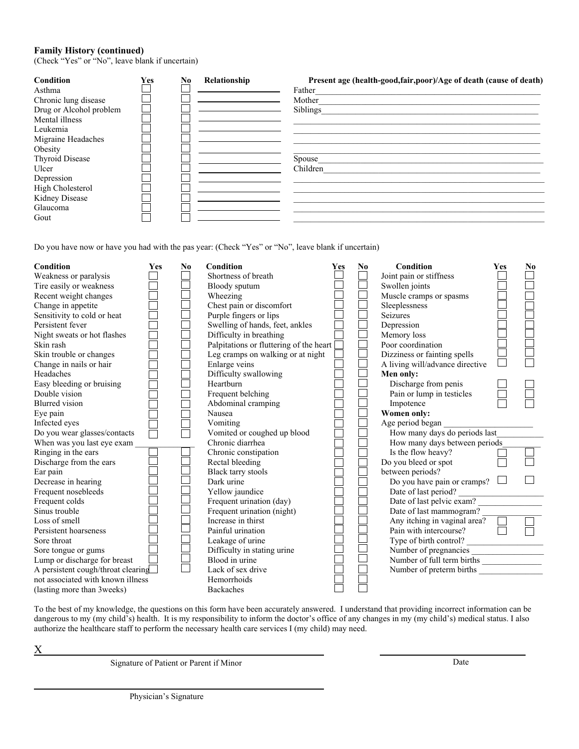**Family History (continued)**
(Check "Yes" or "No", leave blank if uncertain)

| Condition | Yes | No | Relationship |
|---|---|---|---|
| Asthma | ☐ | ☐ | ________ |
| Chronic lung disease | ☐ | ☐ | ________ |
| Drug or Alcohol problem | ☐ | ☐ | ________ |
| Mental illness | ☐ | ☐ | ________ |
| Leukemia | ☐ | ☐ | ________ |
| Migraine Headaches | ☐ | ☐ | ________ |
| Obesity | ☐ | ☐ | ________ |
| Thyroid Disease | ☐ | ☐ | ________ |
| Ulcer | ☐ | ☐ | ________ |
| Depression | ☐ | ☐ | ________ |
| High Cholesterol | ☐ | ☐ | ________ |
| Kidney Disease | ☐ | ☐ | ________ |
| Glaucoma | ☐ | ☐ | ________ |
| Gout | ☐ | ☐ | ________ |

**Present age (health-good,fair,poor)/Age of death (cause of death)**

Father________________________________________

Mother________________________________________

Siblings________________________________________

________________________________________

________________________________________

________________________________________

________________________________________

Spouse________________________________________

Children________________________________________

________________________________________

________________________________________

________________________________________

________________________________________

Do you have now or have you had with the pas year: (Check "Yes" or "No", leave blank if uncertain)

| Condition | Yes | No |
|---|---|---|
| Weakness or paralysis | ☐ | ☐ |
| Tire easily or weakness | ☐ | ☐ |
| Recent weight changes | ☐ | ☐ |
| Change in appetite | ☐ | ☐ |
| Sensitivity to cold or heat | ☐ | ☐ |
| Persistent fever | ☐ | ☐ |
| Night sweats or hot flashes | ☐ | ☐ |
| Skin rash | ☐ | ☐ |
| Skin trouble or changes | ☐ | ☐ |
| Change in nails or hair | ☐ | ☐ |
| Headaches | ☐ | ☐ |
| Easy bleeding or bruising | ☐ | ☐ |
| Double vision | ☐ | ☐ |
| Blurred vision | ☐ | ☐ |
| Eye pain | ☐ | ☐ |
| Infected eyes | ☐ | ☐ |
| Do you wear glasses/contacts | ☐ | ☐ |
| When was you last eye exam ________ | | |
| Ringing in the ears | ☐ | ☐ |
| Discharge from the ears | ☐ | ☐ |
| Ear pain | ☐ | ☐ |
| Decrease in hearing | ☐ | ☐ |
| Frequent nosebleeds | ☐ | ☐ |
| Frequent colds | ☐ | ☐ |
| Sinus trouble | ☐ | ☐ |
| Loss of smell | ☐ | ☐ |
| Persistent hoarseness | ☐ | ☐ |
| Sore throat | ☐ | ☐ |
| Sore tongue or gums | ☐ | ☐ |
| Lump or discharge for breast | ☐ | ☐ |
| A persistent cough/throat clearing not associated with known illness (lasting more than 3weeks) | ☐ | ☐ |

| Condition | Yes | No |
|---|---|---|
| Shortness of breath | ☐ | ☐ |
| Bloody sputum | ☐ | ☐ |
| Wheezing | ☐ | ☐ |
| Chest pain or discomfort | ☐ | ☐ |
| Purple fingers or lips | ☐ | ☐ |
| Swelling of hands, feet, ankles | ☐ | ☐ |
| Difficulty in breathing | ☐ | ☐ |
| Palpitations or fluttering of the heart | ☐ | ☐ |
| Leg cramps on walking or at night | ☐ | ☐ |
| Enlarge veins | ☐ | ☐ |
| Difficulty swallowing | ☐ | ☐ |
| Heartburn | ☐ | ☐ |
| Frequent belching | ☐ | ☐ |
| Abdominal cramping | ☐ | ☐ |
| Nausea | ☐ | ☐ |
| Vomiting | ☐ | ☐ |
| Vomited or coughed up blood | ☐ | ☐ |
| Chronic diarrhea | ☐ | ☐ |
| Chronic constipation | ☐ | ☐ |
| Rectal bleeding | ☐ | ☐ |
| Black tarry stools | ☐ | ☐ |
| Dark urine | ☐ | ☐ |
| Yellow jaundice | ☐ | ☐ |
| Frequent urination (day) | ☐ | ☐ |
| Frequent urination (night) | ☐ | ☐ |
| Increase in thirst | ☐ | ☐ |
| Painful urination | ☐ | ☐ |
| Leakage of urine | ☐ | ☐ |
| Difficulty in stating urine | ☐ | ☐ |
| Blood in urine | ☐ | ☐ |
| Lack of sex drive | ☐ | ☐ |
| Hemorrhoids | ☐ | ☐ |
| Backaches | ☐ | ☐ |

| Condition | Yes | No |
|---|---|---|
| Joint pain or stiffness | ☐ | ☐ |
| Swollen joints | ☐ | ☐ |
| Muscle cramps or spasms | ☐ | ☐ |
| Sleeplessness | ☐ | ☐ |
| Seizures | ☐ | ☐ |
| Depression | ☐ | ☐ |
| Memory loss | ☐ | ☐ |
| Poor coordination | ☐ | ☐ |
| Dizziness or fainting spells | ☐ | ☐ |
| A living will/advance directive | ☐ | ☐ |
| **Men only:** | | |
| Discharge from penis | ☐ | ☐ |
| Pain or lump in testicles | ☐ | ☐ |
| Impotence | ☐ | ☐ |
| **Women only:** | | |
| Age period began ________ | | |
| How many days do periods last________ | | |
| How many days between periods________ | | |
| Is the flow heavy? | ☐ | ☐ |
| Do you bleed or spot between periods? | ☐ | ☐ |
| Do you have pain or cramps? | ☐ | ☐ |
| Date of last period? ________ | | |
| Date of last pelvic exam? ________ | | |
| Date of last mammogram? ________ | | |
| Any itching in vaginal area? | ☐ | ☐ |
| Pain with intercourse? | ☐ | ☐ |
| Type of birth control? ________ | | |
| Number of pregnancies ________ | | |
| Number of full term births ________ | | |
| Number of preterm births ________ | | |

To the best of my knowledge, the questions on this form have been accurately answered. I understand that providing incorrect information can be dangerous to my (my child's) health. It is my responsibility to inform the doctor's office of any changes in my (my child's) medical status. I also authorize the healthcare staff to perform the necessary health care services I (my child) may need.

X________________________________________ ________________________

Signature of Patient or Parent if Minor Date

________________________________________

Physician's Signature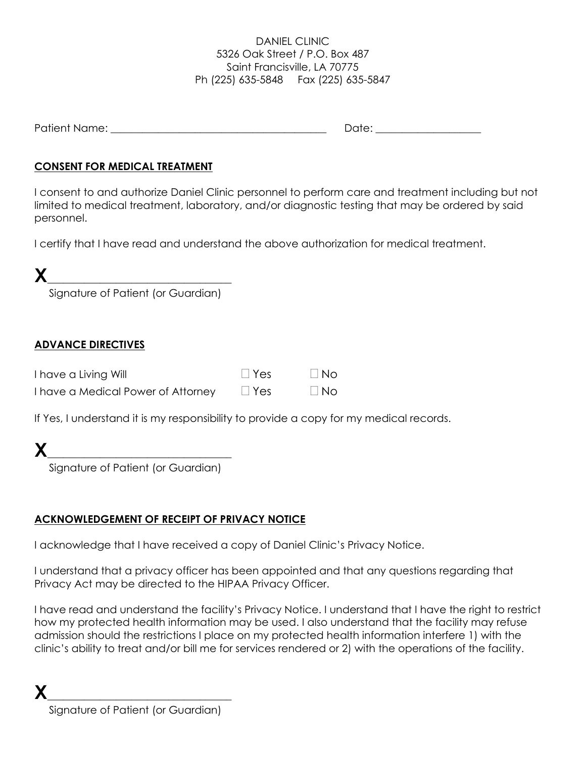DANIEL CLINIC
5326 Oak Street / P.O. Box 487
Saint Francisville, LA 70775
Ph (225) 635-5848 Fax (225) 635-5847

Patient Name: ________________________________________ Date: ___________________

## CONSENT FOR MEDICAL TREATMENT

I consent to and authorize Daniel Clinic personnel to perform care and treatment including but not limited to medical treatment, laboratory, and/or diagnostic testing that may be ordered by said personnel.

I certify that I have read and understand the above authorization for medical treatment.

**X**______________________________
Signature of Patient (or Guardian)

## ADVANCE DIRECTIVES

I have a Living Will ☐ Yes ☐ No

I have a Medical Power of Attorney ☐ Yes ☐ No

If Yes, I understand it is my responsibility to provide a copy for my medical records.

**X**______________________________
Signature of Patient (or Guardian)

## ACKNOWLEDGEMENT OF RECEIPT OF PRIVACY NOTICE

I acknowledge that I have received a copy of Daniel Clinic's Privacy Notice.

I understand that a privacy officer has been appointed and that any questions regarding that Privacy Act may be directed to the HIPAA Privacy Officer.

I have read and understand the facility's Privacy Notice. I understand that I have the right to restrict how my protected health information may be used. I also understand that the facility may refuse admission should the restrictions I place on my protected health information interfere 1) with the clinic's ability to treat and/or bill me for services rendered or 2) with the operations of the facility.

**X**______________________________
Signature of Patient (or Guardian)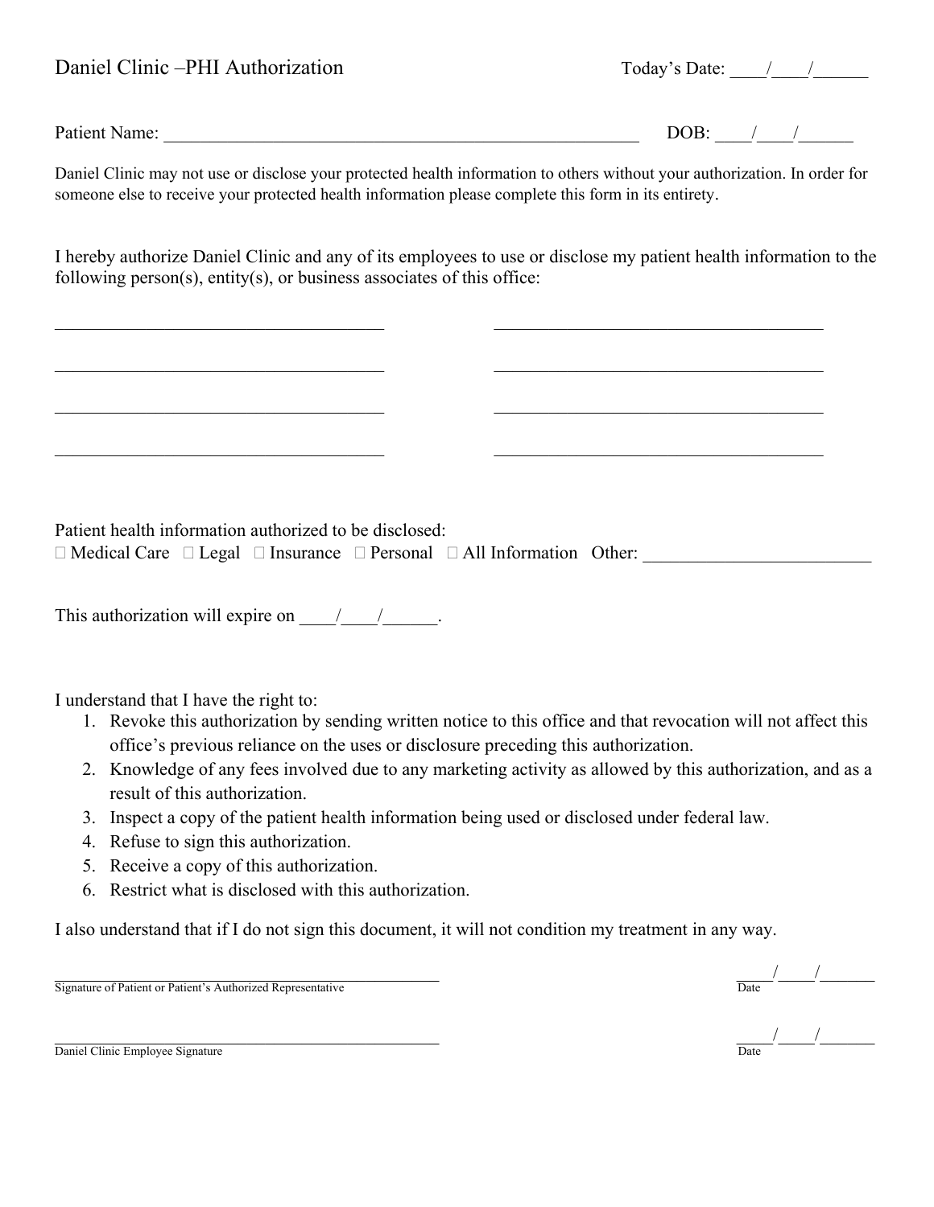# Daniel Clinic –PHI Authorization

Today's Date: ____/____/______

Patient Name: ______________________________________________________ DOB: ____/____/______

Daniel Clinic may not use or disclose your protected health information to others without your authorization. In order for someone else to receive your protected health information please complete this form in its entirety.

I hereby authorize Daniel Clinic and any of its employees to use or disclose my patient health information to the following person(s), entity(s), or business associates of this office:

______________________________________ ______________________________________

______________________________________ ______________________________________

______________________________________ ______________________________________

______________________________________ ______________________________________

Patient health information authorized to be disclosed:
☐ Medical Care ☐ Legal ☐ Insurance ☐ Personal ☐ All Information Other: ________________________

This authorization will expire on ____/____/______.

I understand that I have the right to:

1. Revoke this authorization by sending written notice to this office and that revocation will not affect this office's previous reliance on the uses or disclosure preceding this authorization.
2. Knowledge of any fees involved due to any marketing activity as allowed by this authorization, and as a result of this authorization.
3. Inspect a copy of the patient health information being used or disclosed under federal law.
4. Refuse to sign this authorization.
5. Receive a copy of this authorization.
6. Restrict what is disclosed with this authorization.

I also understand that if I do not sign this document, it will not condition my treatment in any way.

______________________________________________ ____/____/______
Signature of Patient or Patient's Authorized Representative Date

______________________________________________ ____/____/______
Daniel Clinic Employee Signature Date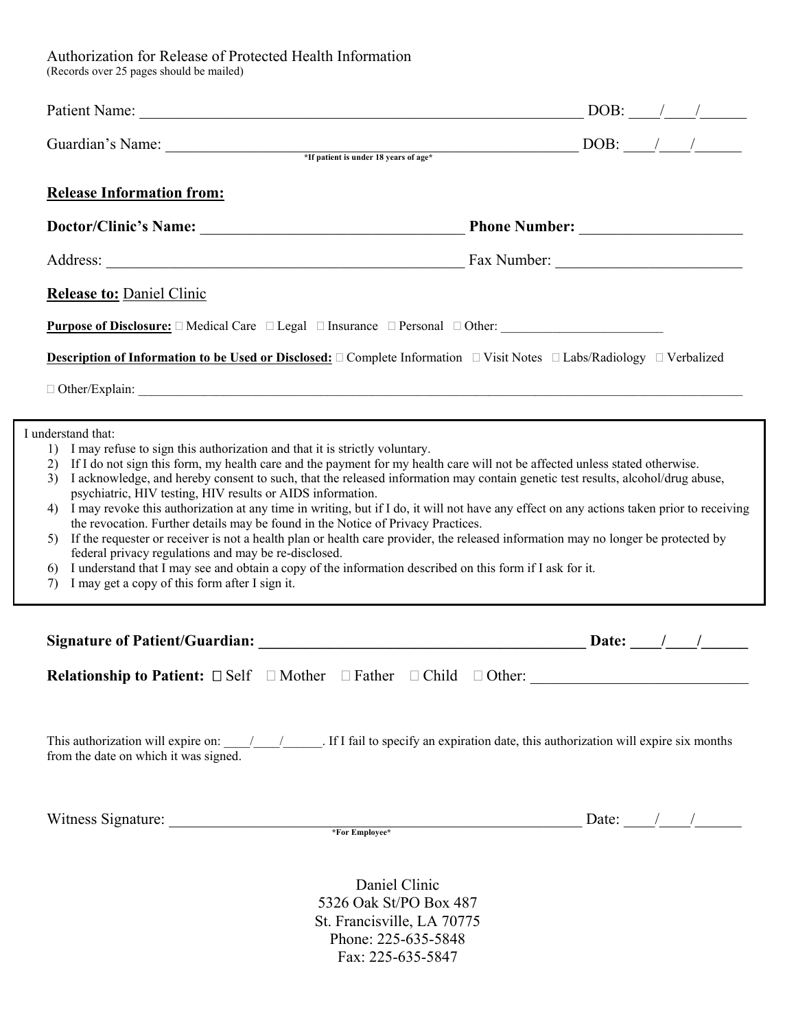Authorization for Release of Protected Health Information
(Records over 25 pages should be mailed)

Patient Name: ____________________________________________________________ DOB: ____/____/______

Guardian's Name: _________________________________________________________ DOB: ____/____/______
*If patient is under 18 years of age*

**Release Information from:**

**Doctor/Clinic's Name:** __________________________________ **Phone Number:** ____________________

Address: ______________________________________________ Fax Number: _______________________

**Release to:** Daniel Clinic

**Purpose of Disclosure:** ☐ Medical Care ☐ Legal ☐ Insurance ☐ Personal ☐ Other: ________________________

**Description of Information to be Used or Disclosed:** ☐ Complete Information ☐ Visit Notes ☐ Labs/Radiology ☐ Verbalized

☐ Other/Explain: ____________________________________________________________________________________________

I understand that:

1) I may refuse to sign this authorization and that it is strictly voluntary.
2) If I do not sign this form, my health care and the payment for my health care will not be affected unless stated otherwise.
3) I acknowledge, and hereby consent to such, that the released information may contain genetic test results, alcohol/drug abuse, psychiatric, HIV testing, HIV results or AIDS information.
4) I may revoke this authorization at any time in writing, but if I do, it will not have any effect on any actions taken prior to receiving the revocation. Further details may be found in the Notice of Privacy Practices.
5) If the requester or receiver is not a health plan or health care provider, the released information may no longer be protected by federal privacy regulations and may be re-disclosed.
6) I understand that I may see and obtain a copy of the information described on this form if I ask for it.
7) I may get a copy of this form after I sign it.

**Signature of Patient/Guardian:** ___________________________________________ **Date:** ____/____/______

**Relationship to Patient:** ☐ Self ☐ Mother ☐ Father ☐ Child ☐ Other: ___________________________

This authorization will expire on: ____/____/______. If I fail to specify an expiration date, this authorization will expire six months from the date on which it was signed.

Witness Signature: ______________________________________________________ Date: ____/____/______
*For Employee*

Daniel Clinic
5326 Oak St/PO Box 487
St. Francisville, LA 70775
Phone: 225-635-5848
Fax: 225-635-5847